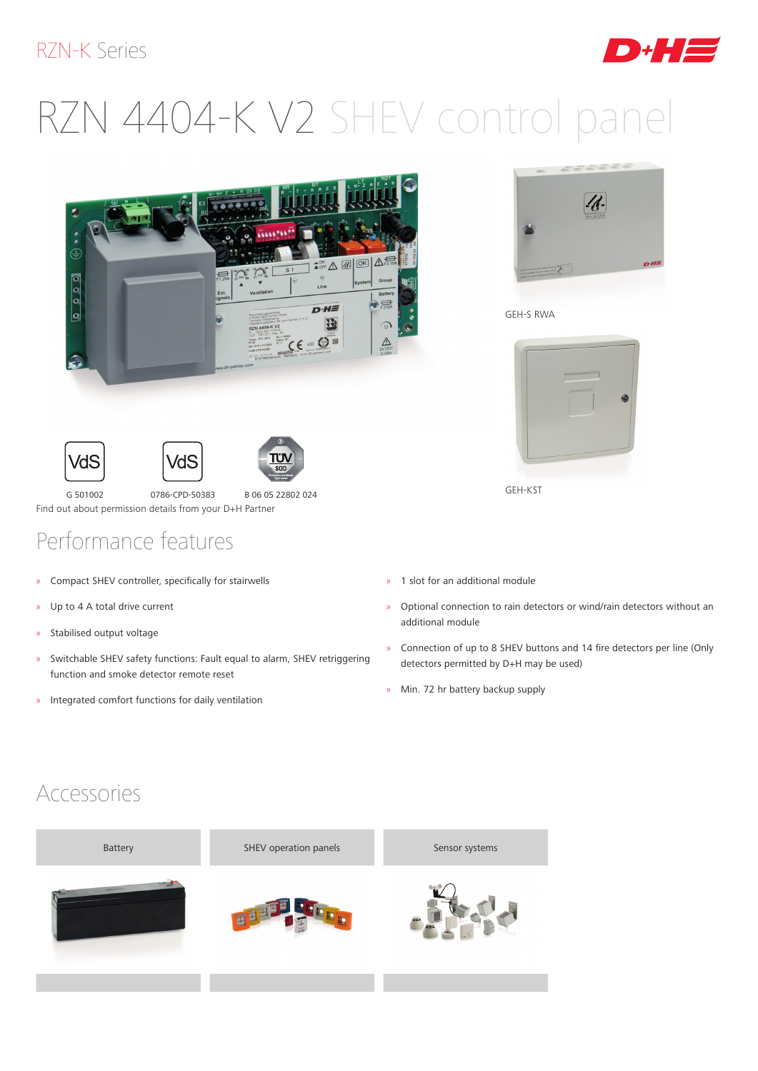RZN-K Series

# RZN 4404-K V2 SHEV control panel

GEH-S RWA

GEH-KST

G 501002

0786-CPD-50383

B 06 05 22802 024

Find out about permission details from your D+H Partner

## Performance features

- Compact SHEV controller, specifically for stairwells
- Up to 4 A total drive current
- Stabilised output voltage
- Switchable SHEV safety functions: Fault equal to alarm, SHEV retriggering function and smoke detector remote reset
- Integrated comfort functions for daily ventilation
- 1 slot for an additional module
- Optional connection to rain detectors or wind/rain detectors without an additional module
- Connection of up to 8 SHEV buttons and 14 fire detectors per line (Only detectors permitted by D+H may be used)
- Min. 72 hr battery backup supply

## Accessories

| Battery | SHEV operation panels | Sensor systems |
| --- | --- | --- |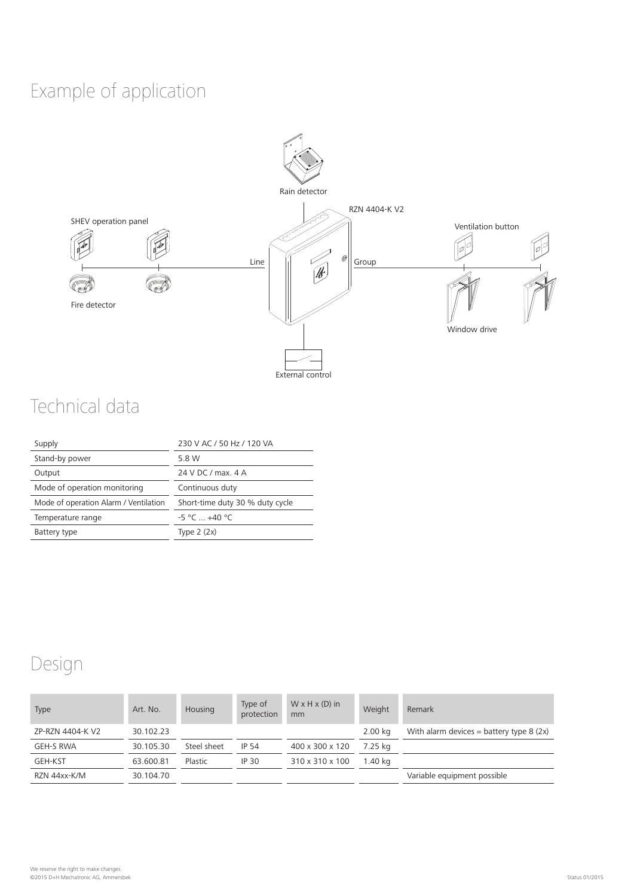# Example of application

Rain detector

RZN 4404-K V2

SHEV operation panel

Ventilation button

Line

Group

Fire detector

Window drive

External control

# Technical data

| | |
|---|---|
| Supply | 230 V AC / 50 Hz / 120 VA |
| Stand-by power | 5.8 W |
| Output | 24 V DC / max. 4 A |
| Mode of operation monitoring | Continuous duty |
| Mode of operation Alarm / Ventilation | Short-time duty 30 % duty cycle |
| Temperature range | -5 °C ... +40 °C |
| Battery type | Type 2 (2x) |

# Design

| Type | Art. No. | Housing | Type of protection | W x H x (D) in mm | Weight | Remark |
|---|---|---|---|---|---|---|
| ZP-RZN 4404-K V2 | 30.102.23 | | | | 2.00 kg | With alarm devices = battery type 8 (2x) |
| GEH-S RWA | 30.105.30 | Steel sheet | IP 54 | 400 x 300 x 120 | 7.25 kg | |
| GEH-KST | 63.600.81 | Plastic | IP 30 | 310 x 310 x 100 | 1.40 kg | |
| RZN 44xx-K/M | 30.104.70 | | | | | Variable equipment possible |

We reserve the right to make changes.
©2015 D+H Mechatronic AG, Ammersbek

Status 01/2015